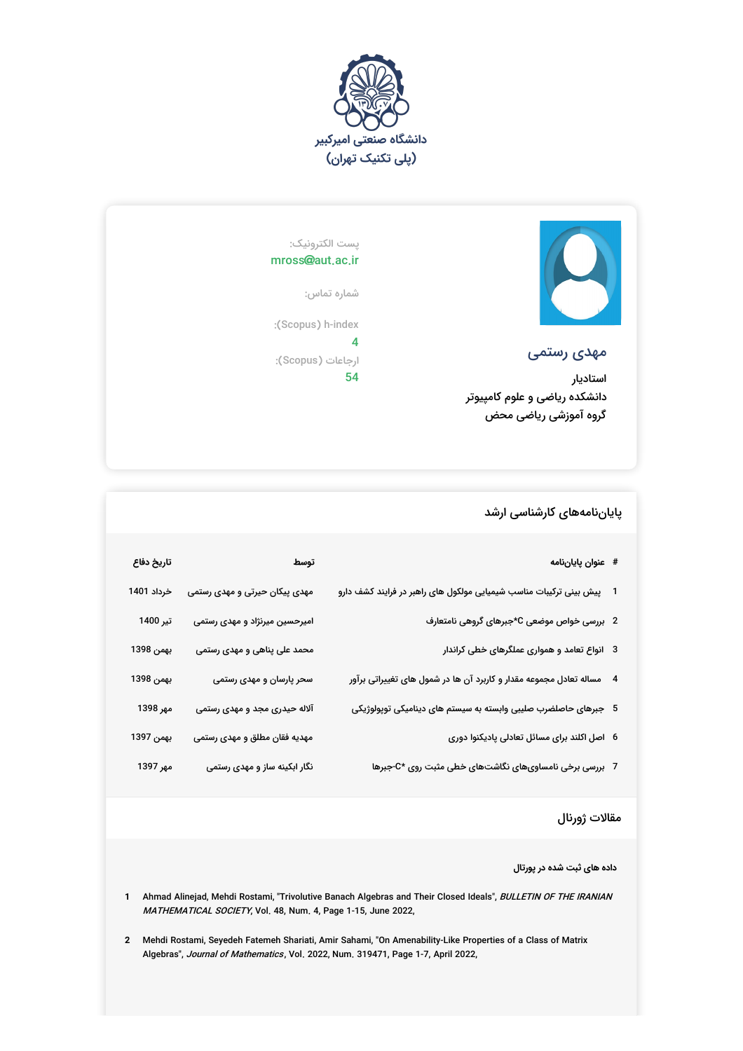دانشگاه صنعتی امیرکبیر
(پلی تکنیک تهران)

## مهدی رستمی

استادیار
دانشکده ریاضی و علوم کامپیوتر
گروه آموزشی ریاضی محض

پست الکترونیک:
mross@aut.ac.ir

شماره تماس:

h-index (Scopus):
4

ارجاعات (Scopus):
54

## پایان‌نامه‌های کارشناسی ارشد

| # | عنوان پایان‌نامه | توسط | تاریخ دفاع |
|---|---|---|---|
| 1 | پیش بینی ترکیبات مناسب شیمیایی مولکول های راهبر در فرایند کشف دارو | مهدی پیکان حیرتی و مهدی رستمی | خرداد 1401 |
| 2 | بررسی خواص موضعی C*جبرهای گروهی نامتعارف | امیرحسین میرنژاد و مهدی رستمی | تیر 1400 |
| 3 | انواع تعامد و همواری عملگرهای خطی کراندار | محمد علی پناهی و مهدی رستمی | بهمن 1398 |
| 4 | مساله تعادل مجموعه مقدار و کاربرد آن ها در شمول های تغییراتی برآور | سحر پارسان و مهدی رستمی | بهمن 1398 |
| 5 | جبرهای حاصلضرب صلیبی وابسته به سیستم های دینامیکی توپولوژیکی | آلاله حیدری مجد و مهدی رستمی | مهر 1398 |
| 6 | اصل اکلند برای مسائل تعادلی پادیکنوا دوری | مهدیه فقان مطلق و مهدی رستمی | بهمن 1397 |
| 7 | بررسی برخی نامساوی‌های نگاشت‌های خطی مثبت روی C*-جبرها | نگار ابکینه ساز و مهدی رستمی | مهر 1397 |

## مقالات ژورنال

**داده های ثبت شده در پورتال**

1. Ahmad Alinejad, Mehdi Rostami, "Trivolutive Banach Algebras and Their Closed Ideals", *BULLETIN OF THE IRANIAN MATHEMATICAL SOCIETY*, Vol. 48, Num. 4, Page 1-15, June 2022,

2. Mehdi Rostami, Seyedeh Fatemeh Shariati, Amir Sahami, "On Amenability-Like Properties of a Class of Matrix Algebras", *Journal of Mathematics*, Vol. 2022, Num. 319471, Page 1-7, April 2022,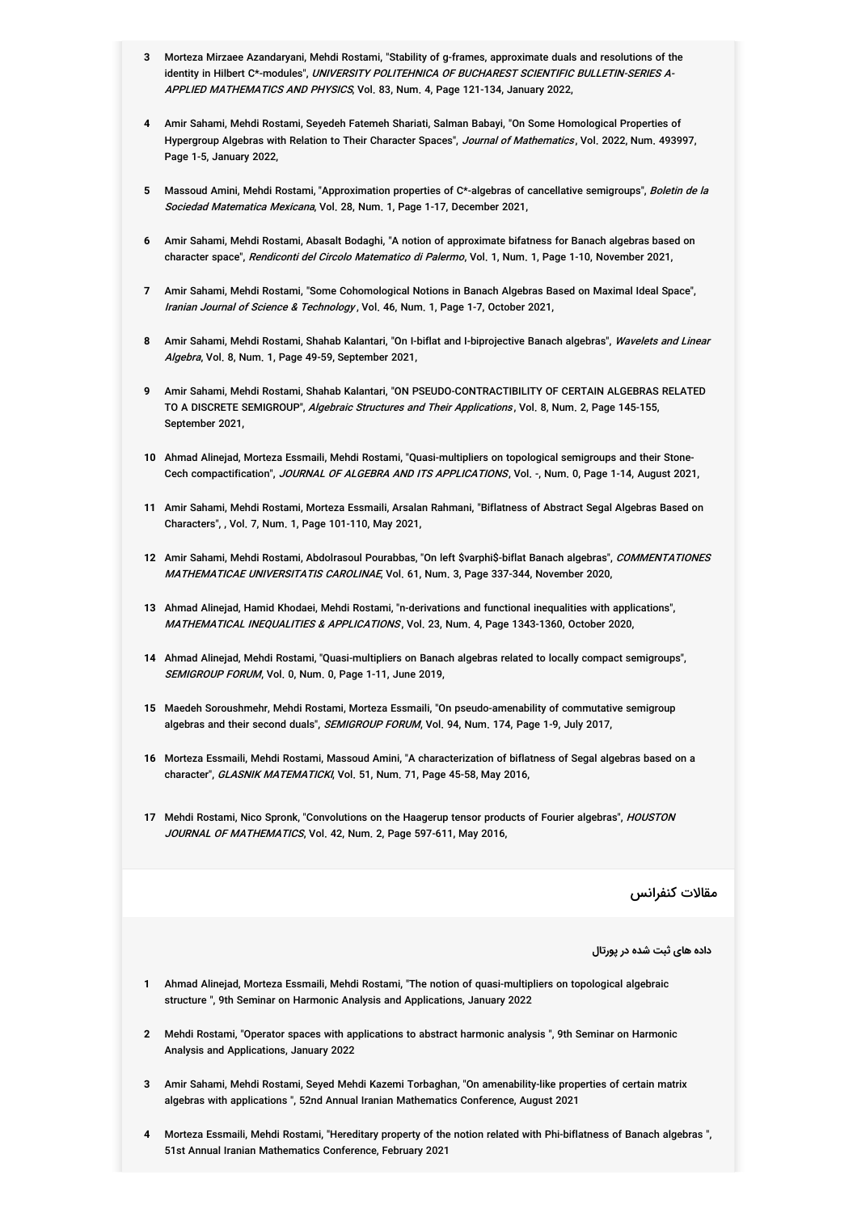3 Morteza Mirzaee Azandaryani, Mehdi Rostami, "Stability of g-frames, approximate duals and resolutions of the identity in Hilbert C*-modules", *UNIVERSITY POLITEHNICA OF BUCHAREST SCIENTIFIC BULLETIN-SERIES A-APPLIED MATHEMATICS AND PHYSICS*, Vol. 83, Num. 4, Page 121-134, January 2022,

4 Amir Sahami, Mehdi Rostami, Seyedeh Fatemeh Shariati, Salman Babayi, "On Some Homological Properties of Hypergroup Algebras with Relation to Their Character Spaces", *Journal of Mathematics*, Vol. 2022, Num. 493997, Page 1-5, January 2022,

5 Massoud Amini, Mehdi Rostami, "Approximation properties of C*-algebras of cancellative semigroups", *Boletin de la Sociedad Matematica Mexicana*, Vol. 28, Num. 1, Page 1-17, December 2021,

6 Amir Sahami, Mehdi Rostami, Abasalt Bodaghi, "A notion of approximate bifatness for Banach algebras based on character space", *Rendiconti del Circolo Matematico di Palermo*, Vol. 1, Num. 1, Page 1-10, November 2021,

7 Amir Sahami, Mehdi Rostami, "Some Cohomological Notions in Banach Algebras Based on Maximal Ideal Space", *Iranian Journal of Science & Technology*, Vol. 46, Num. 1, Page 1-7, October 2021,

8 Amir Sahami, Mehdi Rostami, Shahab Kalantari, "On I-biflat and I-biprojective Banach algebras", *Wavelets and Linear Algebra*, Vol. 8, Num. 1, Page 49-59, September 2021,

9 Amir Sahami, Mehdi Rostami, Shahab Kalantari, "ON PSEUDO-CONTRACTIBILITY OF CERTAIN ALGEBRAS RELATED TO A DISCRETE SEMIGROUP", *Algebraic Structures and Their Applications*, Vol. 8, Num. 2, Page 145-155, September 2021,

10 Ahmad Alinejad, Morteza Essmaili, Mehdi Rostami, "Quasi-multipliers on topological semigroups and their Stone-Cech compactification", *JOURNAL OF ALGEBRA AND ITS APPLICATIONS*, Vol. -, Num. 0, Page 1-14, August 2021,

11 Amir Sahami, Mehdi Rostami, Morteza Essmaili, Arsalan Rahmani, "Biflatness of Abstract Segal Algebras Based on Characters", , Vol. 7, Num. 1, Page 101-110, May 2021,

12 Amir Sahami, Mehdi Rostami, Abdolrasoul Pourabbas, "On left $varphi$-biflat Banach algebras", *COMMENTATIONES MATHEMATICAE UNIVERSITATIS CAROLINAE*, Vol. 61, Num. 3, Page 337-344, November 2020,

13 Ahmad Alinejad, Hamid Khodaei, Mehdi Rostami, "n-derivations and functional inequalities with applications", *MATHEMATICAL INEQUALITIES & APPLICATIONS*, Vol. 23, Num. 4, Page 1343-1360, October 2020,

14 Ahmad Alinejad, Mehdi Rostami, "Quasi-multipliers on Banach algebras related to locally compact semigroups", *SEMIGROUP FORUM*, Vol. 0, Num. 0, Page 1-11, June 2019,

15 Maedeh Soroushmehr, Mehdi Rostami, Morteza Essmaili, "On pseudo-amenability of commutative semigroup algebras and their second duals", *SEMIGROUP FORUM*, Vol. 94, Num. 174, Page 1-9, July 2017,

16 Morteza Essmaili, Mehdi Rostami, Massoud Amini, "A characterization of biflatness of Segal algebras based on a character", *GLASNIK MATEMATICKI*, Vol. 51, Num. 71, Page 45-58, May 2016,

17 Mehdi Rostami, Nico Spronk, "Convolutions on the Haagerup tensor products of Fourier algebras", *HOUSTON JOURNAL OF MATHEMATICS*, Vol. 42, Num. 2, Page 597-611, May 2016,

## مقالات کنفرانس

**داده های ثبت شده در پورتال**

1 Ahmad Alinejad, Morteza Essmaili, Mehdi Rostami, "The notion of quasi-multipliers on topological algebraic structure ", 9th Seminar on Harmonic Analysis and Applications, January 2022

2 Mehdi Rostami, "Operator spaces with applications to abstract harmonic analysis ", 9th Seminar on Harmonic Analysis and Applications, January 2022

3 Amir Sahami, Mehdi Rostami, Seyed Mehdi Kazemi Torbaghan, "On amenability-like properties of certain matrix algebras with applications ", 52nd Annual Iranian Mathematics Conference, August 2021

4 Morteza Essmaili, Mehdi Rostami, "Hereditary property of the notion related with Phi-biflatness of Banach algebras ", 51st Annual Iranian Mathematics Conference, February 2021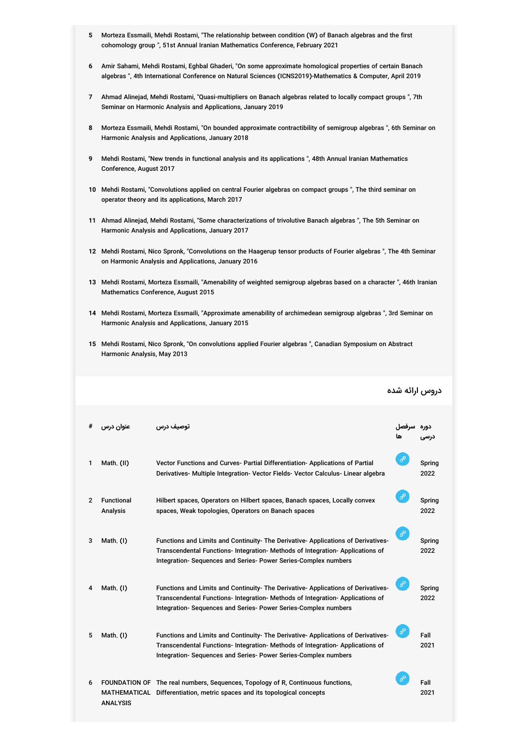5 Morteza Essmaili, Mehdi Rostami, "The relationship between condition (W) of Banach algebras and the first cohomology group ", 51st Annual Iranian Mathematics Conference, February 2021

6 Amir Sahami, Mehdi Rostami, Eghbal Ghaderi, "On some approximate homological properties of certain Banach algebras ", 4th International Conference on Natural Sciences (ICNS2019)-Mathematics & Computer, April 2019

7 Ahmad Alinejad, Mehdi Rostami, "Quasi-multipliers on Banach algebras related to locally compact groups ", 7th Seminar on Harmonic Analysis and Applications, January 2019

8 Morteza Essmaili, Mehdi Rostami, "On bounded approximate contractibility of semigroup algebras ", 6th Seminar on Harmonic Analysis and Applications, January 2018

9 Mehdi Rostami, "New trends in functional analysis and its applications ", 48th Annual Iranian Mathematics Conference, August 2017

10 Mehdi Rostami, "Convolutions applied on central Fourier algebras on compact groups ", The third seminar on operator theory and its applications, March 2017

11 Ahmad Alinejad, Mehdi Rostami, "Some characterizations of trivolutive Banach algebras ", The 5th Seminar on Harmonic Analysis and Applications, January 2017

12 Mehdi Rostami, Nico Spronk, "Convolutions on the Haagerup tensor products of Fourier algebras ", The 4th Seminar on Harmonic Analysis and Applications, January 2016

13 Mehdi Rostami, Morteza Essmaili, "Amenability of weighted semigroup algebras based on a character ", 46th Iranian Mathematics Conference, August 2015

14 Mehdi Rostami, Morteza Essmaili, "Approximate amenability of archimedean semigroup algebras ", 3rd Seminar on Harmonic Analysis and Applications, January 2015

15 Mehdi Rostami, Nico Spronk, "On convolutions applied Fourier algebras ", Canadian Symposium on Abstract Harmonic Analysis, May 2013

## دروس ارائه شده

| # | عنوان درس | توصیف درس | سرفصل ها | دوره درسی |
|---|---|---|---|---|
| 1 | Math. (II) | Vector Functions and Curves- Partial Differentiation- Applications of Partial Derivatives- Multiple Integration- Vector Fields- Vector Calculus- Linear algebra | | Spring 2022 |
| 2 | Functional Analysis | Hilbert spaces, Operators on Hilbert spaces, Banach spaces, Locally convex spaces, Weak topologies, Operators on Banach spaces | | Spring 2022 |
| 3 | Math. (I) | Functions and Limits and Continuity- The Derivative- Applications of Derivatives- Transcendental Functions- Integration- Methods of Integration- Applications of Integration- Sequences and Series- Power Series-Complex numbers | | Spring 2022 |
| 4 | Math. (I) | Functions and Limits and Continuity- The Derivative- Applications of Derivatives- Transcendental Functions- Integration- Methods of Integration- Applications of Integration- Sequences and Series- Power Series-Complex numbers | | Spring 2022 |
| 5 | Math. (I) | Functions and Limits and Continuity- The Derivative- Applications of Derivatives- Transcendental Functions- Integration- Methods of Integration- Applications of Integration- Sequences and Series- Power Series-Complex numbers | | Fall 2021 |
| 6 | FOUNDATION OF MATHEMATICAL ANALYSIS | The real numbers, Sequences, Topology of R, Continuous functions, Differentiation, metric spaces and its topological concepts | | Fall 2021 |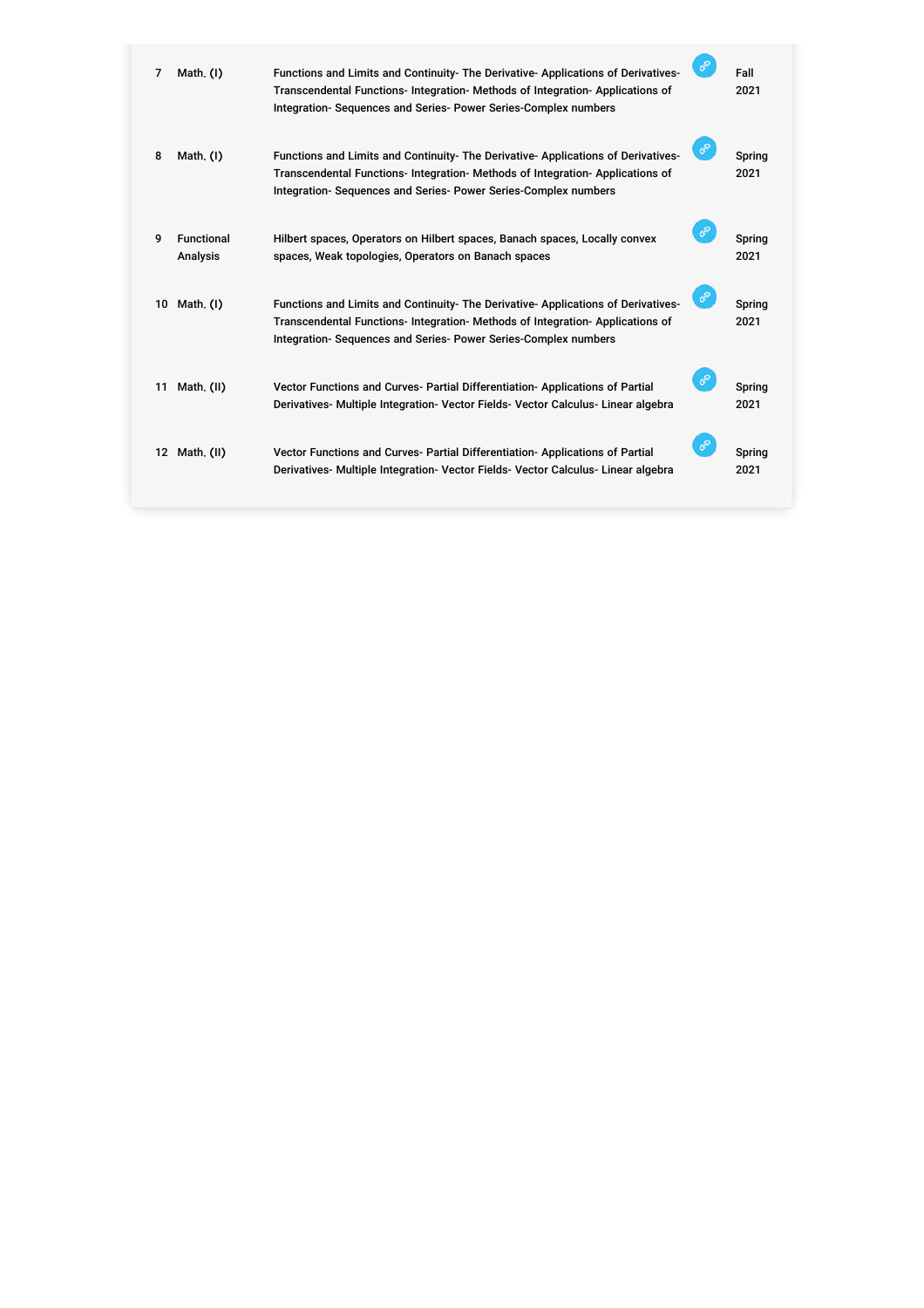| | | | | |
|---|---|---|---|---|
| 7 | Math. (I) | Functions and Limits and Continuity- The Derivative- Applications of Derivatives- Transcendental Functions- Integration- Methods of Integration- Applications of Integration- Sequences and Series- Power Series-Complex numbers | | Fall 2021 |
| 8 | Math. (I) | Functions and Limits and Continuity- The Derivative- Applications of Derivatives- Transcendental Functions- Integration- Methods of Integration- Applications of Integration- Sequences and Series- Power Series-Complex numbers | | Spring 2021 |
| 9 | Functional Analysis | Hilbert spaces, Operators on Hilbert spaces, Banach spaces, Locally convex spaces, Weak topologies, Operators on Banach spaces | | Spring 2021 |
| 10 | Math. (I) | Functions and Limits and Continuity- The Derivative- Applications of Derivatives- Transcendental Functions- Integration- Methods of Integration- Applications of Integration- Sequences and Series- Power Series-Complex numbers | | Spring 2021 |
| 11 | Math. (II) | Vector Functions and Curves- Partial Differentiation- Applications of Partial Derivatives- Multiple Integration- Vector Fields- Vector Calculus- Linear algebra | | Spring 2021 |
| 12 | Math. (II) | Vector Functions and Curves- Partial Differentiation- Applications of Partial Derivatives- Multiple Integration- Vector Fields- Vector Calculus- Linear algebra | | Spring 2021 |